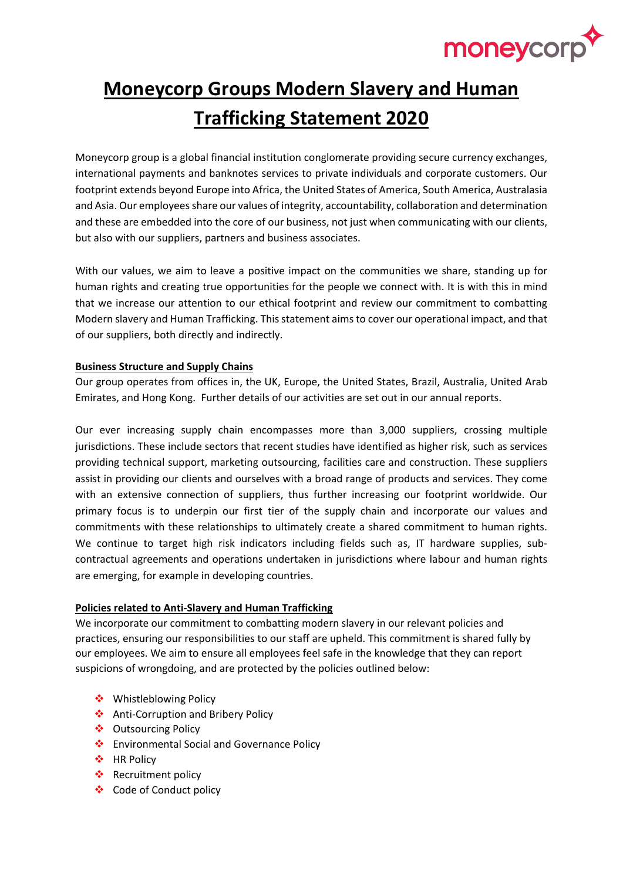# Moneycorp Groups Modern Slavery and Human Trafficking Statement 2020

Moneycorp group is a global financial institution conglomerate providing secure currency exchanges, international payments and banknotes services to private individuals and corporate customers. Our footprint extends beyond Europe into Africa, the United States of America, South America, Australasia and Asia. Our employees share our values of integrity, accountability, collaboration and determination and these are embedded into the core of our business, not just when communicating with our clients, but also with our suppliers, partners and business associates.

With our values, we aim to leave a positive impact on the communities we share, standing up for human rights and creating true opportunities for the people we connect with. It is with this in mind that we increase our attention to our ethical footprint and review our commitment to combatting Modern slavery and Human Trafficking. This statement aims to cover our operational impact, and that of our suppliers, both directly and indirectly.

## Business Structure and Supply Chains

Our group operates from offices in, the UK, Europe, the United States, Brazil, Australia, United Arab Emirates, and Hong Kong. Further details of our activities are set out in our annual reports.

Our ever increasing supply chain encompasses more than 3,000 suppliers, crossing multiple jurisdictions. These include sectors that recent studies have identified as higher risk, such as services providing technical support, marketing outsourcing, facilities care and construction. These suppliers assist in providing our clients and ourselves with a broad range of products and services. They come with an extensive connection of suppliers, thus further increasing our footprint worldwide. Our primary focus is to underpin our first tier of the supply chain and incorporate our values and commitments with these relationships to ultimately create a shared commitment to human rights. We continue to target high risk indicators including fields such as, IT hardware supplies, sub-contractual agreements and operations undertaken in jurisdictions where labour and human rights are emerging, for example in developing countries.

## Policies related to Anti-Slavery and Human Trafficking

We incorporate our commitment to combatting modern slavery in our relevant policies and practices, ensuring our responsibilities to our staff are upheld. This commitment is shared fully by our employees. We aim to ensure all employees feel safe in the knowledge that they can report suspicions of wrongdoing, and are protected by the policies outlined below:

- Whistleblowing Policy
- Anti-Corruption and Bribery Policy
- Outsourcing Policy
- Environmental Social and Governance Policy
- HR Policy
- Recruitment policy
- Code of Conduct policy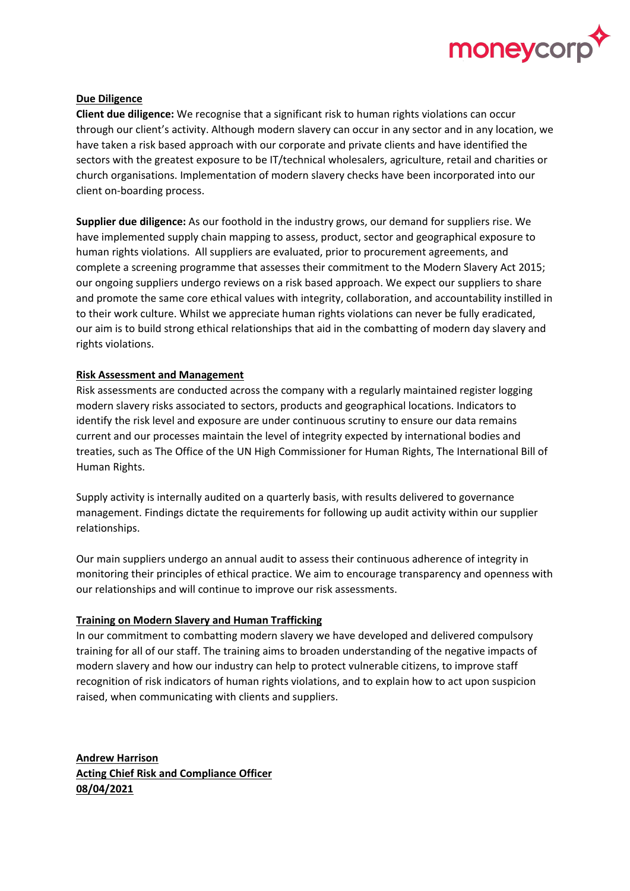## Due Diligence

**Client due diligence:** We recognise that a significant risk to human rights violations can occur through our client's activity. Although modern slavery can occur in any sector and in any location, we have taken a risk based approach with our corporate and private clients and have identified the sectors with the greatest exposure to be IT/technical wholesalers, agriculture, retail and charities or church organisations. Implementation of modern slavery checks have been incorporated into our client on-boarding process.

**Supplier due diligence:** As our foothold in the industry grows, our demand for suppliers rise. We have implemented supply chain mapping to assess, product, sector and geographical exposure to human rights violations. All suppliers are evaluated, prior to procurement agreements, and complete a screening programme that assesses their commitment to the Modern Slavery Act 2015; our ongoing suppliers undergo reviews on a risk based approach. We expect our suppliers to share and promote the same core ethical values with integrity, collaboration, and accountability instilled in to their work culture. Whilst we appreciate human rights violations can never be fully eradicated, our aim is to build strong ethical relationships that aid in the combatting of modern day slavery and rights violations.

## Risk Assessment and Management

Risk assessments are conducted across the company with a regularly maintained register logging modern slavery risks associated to sectors, products and geographical locations. Indicators to identify the risk level and exposure are under continuous scrutiny to ensure our data remains current and our processes maintain the level of integrity expected by international bodies and treaties, such as The Office of the UN High Commissioner for Human Rights, The International Bill of Human Rights.

Supply activity is internally audited on a quarterly basis, with results delivered to governance management. Findings dictate the requirements for following up audit activity within our supplier relationships.

Our main suppliers undergo an annual audit to assess their continuous adherence of integrity in monitoring their principles of ethical practice. We aim to encourage transparency and openness with our relationships and will continue to improve our risk assessments.

## Training on Modern Slavery and Human Trafficking

In our commitment to combatting modern slavery we have developed and delivered compulsory training for all of our staff. The training aims to broaden understanding of the negative impacts of modern slavery and how our industry can help to protect vulnerable citizens, to improve staff recognition of risk indicators of human rights violations, and to explain how to act upon suspicion raised, when communicating with clients and suppliers.

**Andrew Harrison**
**Acting Chief Risk and Compliance Officer**
**08/04/2021**